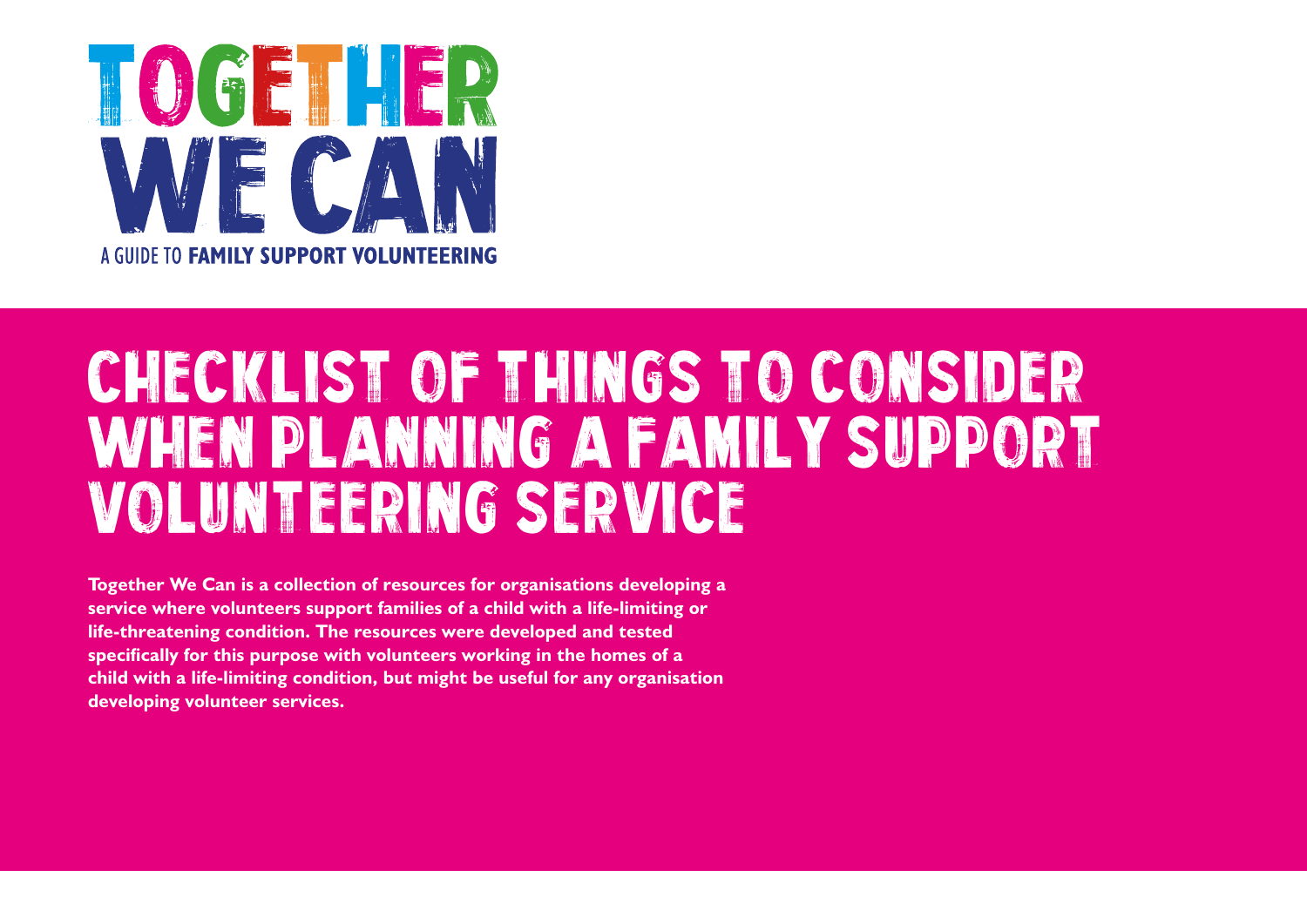# TOGETHER WE CAN

A GUIDE TO **FAMILY SUPPORT VOLUNTEERING**

# CHECKLIST OF THINGS TO CONSIDER WHEN PLANNING A FAMILY SUPPORT VOLUNTEERING SERVICE

**Together We Can is a collection of resources for organisations developing a service where volunteers support families of a child with a life-limiting or life-threatening condition. The resources were developed and tested specifically for this purpose with volunteers working in the homes of a child with a life-limiting condition, but might be useful for any organisation developing volunteer services.**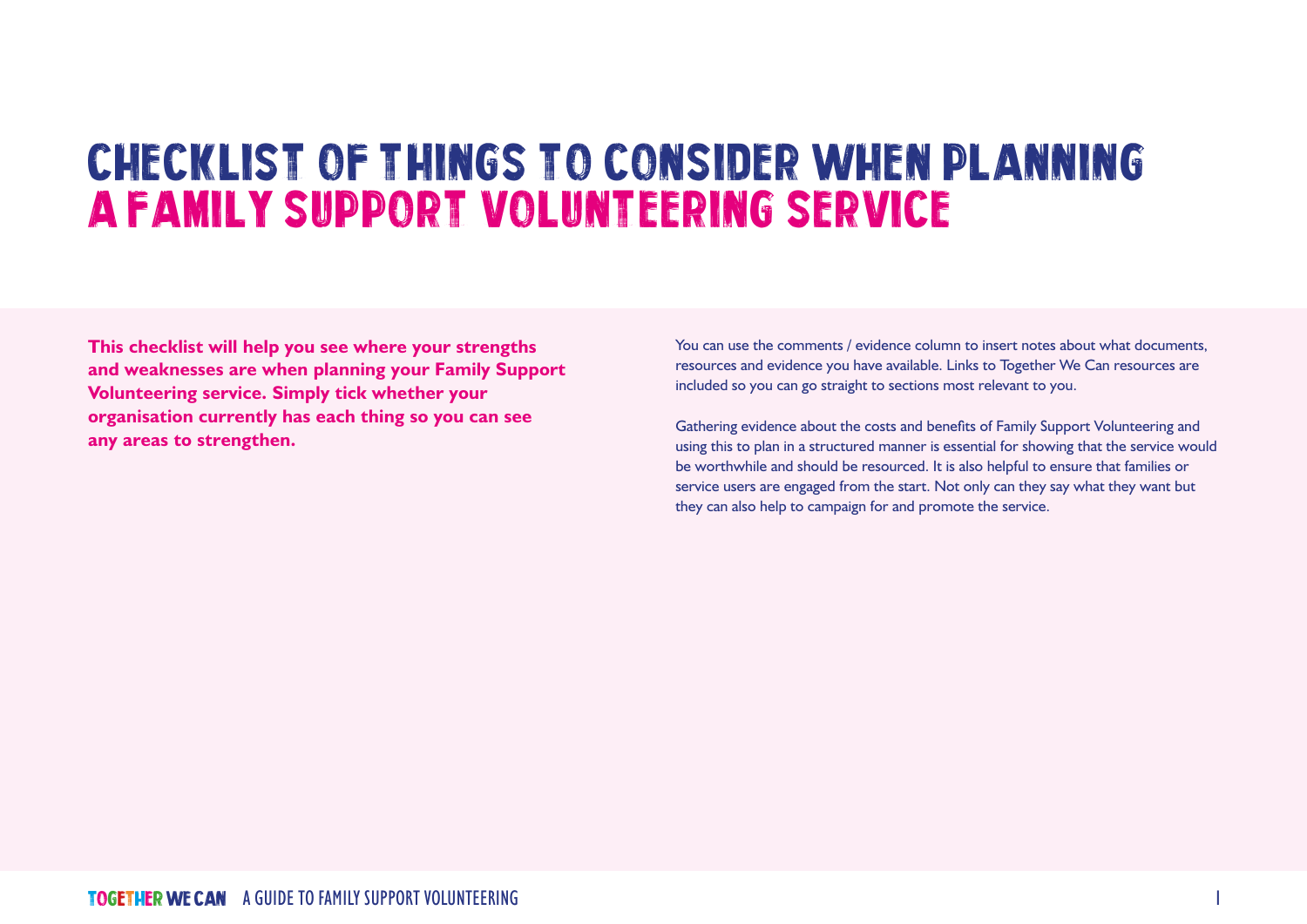# CHECKLIST OF THINGS TO CONSIDER WHEN PLANNING A FAMILY SUPPORT VOLUNTEERING SERVICE

**This checklist will help you see where your strengths and weaknesses are when planning your Family Support Volunteering service. Simply tick whether your organisation currently has each thing so you can see any areas to strengthen.**

You can use the comments / evidence column to insert notes about what documents, resources and evidence you have available. Links to Together We Can resources are included so you can go straight to sections most relevant to you.

Gathering evidence about the costs and benefits of Family Support Volunteering and using this to plan in a structured manner is essential for showing that the service would be worthwhile and should be resourced. It is also helpful to ensure that families or service users are engaged from the start. Not only can they say what they want but they can also help to campaign for and promote the service.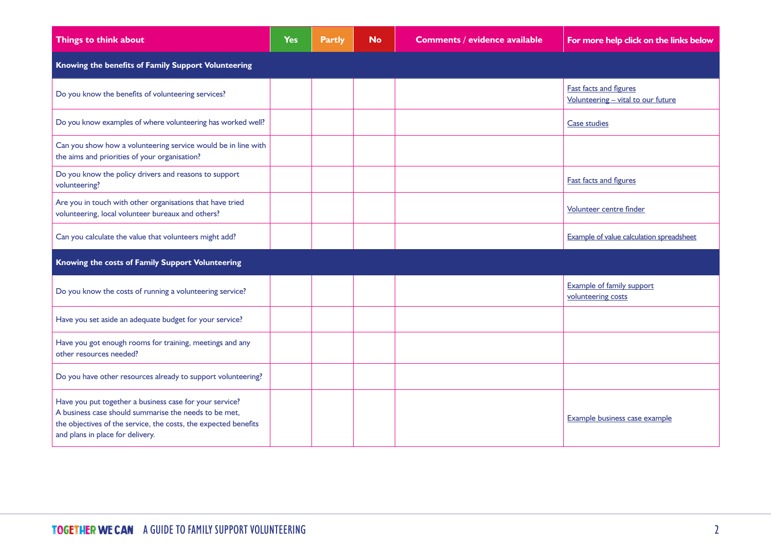| Things to think about | Yes | Partly | No | Comments / evidence available | For more help click on the links below |
|---|---|---|---|---|---|
| **Knowing the benefits of Family Support Volunteering** | | | | | |
| Do you know the benefits of volunteering services? | | | | | Fast facts and figures<br>Volunteering – vital to our future |
| Do you know examples of where volunteering has worked well? | | | | | Case studies |
| Can you show how a volunteering service would be in line with the aims and priorities of your organisation? | | | | | |
| Do you know the policy drivers and reasons to support volunteering? | | | | | Fast facts and figures |
| Are you in touch with other organisations that have tried volunteering, local volunteer bureaux and others? | | | | | Volunteer centre finder |
| Can you calculate the value that volunteers might add? | | | | | Example of value calculation spreadsheet |
| **Knowing the costs of Family Support Volunteering** | | | | | |
| Do you know the costs of running a volunteering service? | | | | | Example of family support volunteering costs |
| Have you set aside an adequate budget for your service? | | | | | |
| Have you got enough rooms for training, meetings and any other resources needed? | | | | | |
| Do you have other resources already to support volunteering? | | | | | |
| Have you put together a business case for your service? A business case should summarise the needs to be met, the objectives of the service, the costs, the expected benefits and plans in place for delivery. | | | | | Example business case example |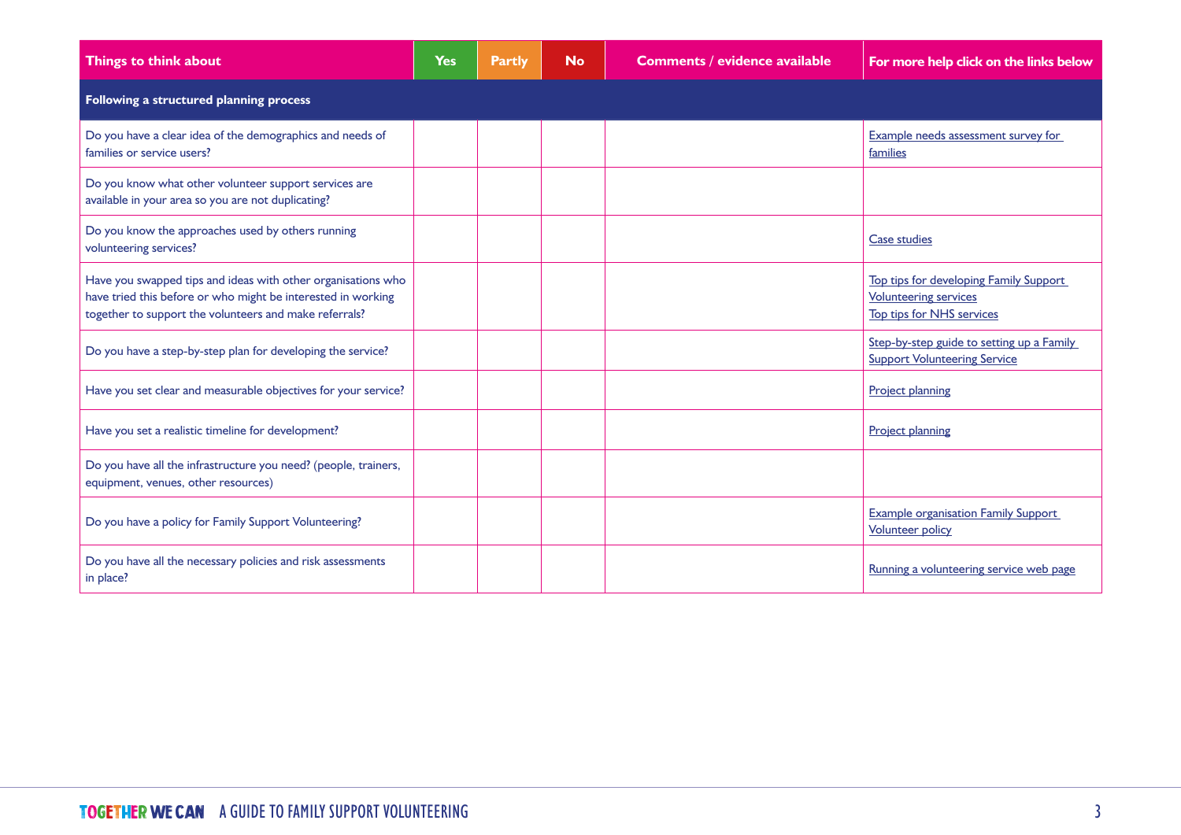| Things to think about | Yes | Partly | No | Comments / evidence available | For more help click on the links below |
|---|---|---|---|---|---|
| **Following a structured planning process** | | | | | |
| Do you have a clear idea of the demographics and needs of families or service users? | | | | | Example needs assessment survey for families |
| Do you know what other volunteer support services are available in your area so you are not duplicating? | | | | | |
| Do you know the approaches used by others running volunteering services? | | | | | Case studies |
| Have you swapped tips and ideas with other organisations who have tried this before or who might be interested in working together to support the volunteers and make referrals? | | | | | Top tips for developing Family Support Volunteering services<br>Top tips for NHS services |
| Do you have a step-by-step plan for developing the service? | | | | | Step-by-step guide to setting up a Family Support Volunteering Service |
| Have you set clear and measurable objectives for your service? | | | | | Project planning |
| Have you set a realistic timeline for development? | | | | | Project planning |
| Do you have all the infrastructure you need? (people, trainers, equipment, venues, other resources) | | | | | |
| Do you have a policy for Family Support Volunteering? | | | | | Example organisation Family Support Volunteer policy |
| Do you have all the necessary policies and risk assessments in place? | | | | | Running a volunteering service web page |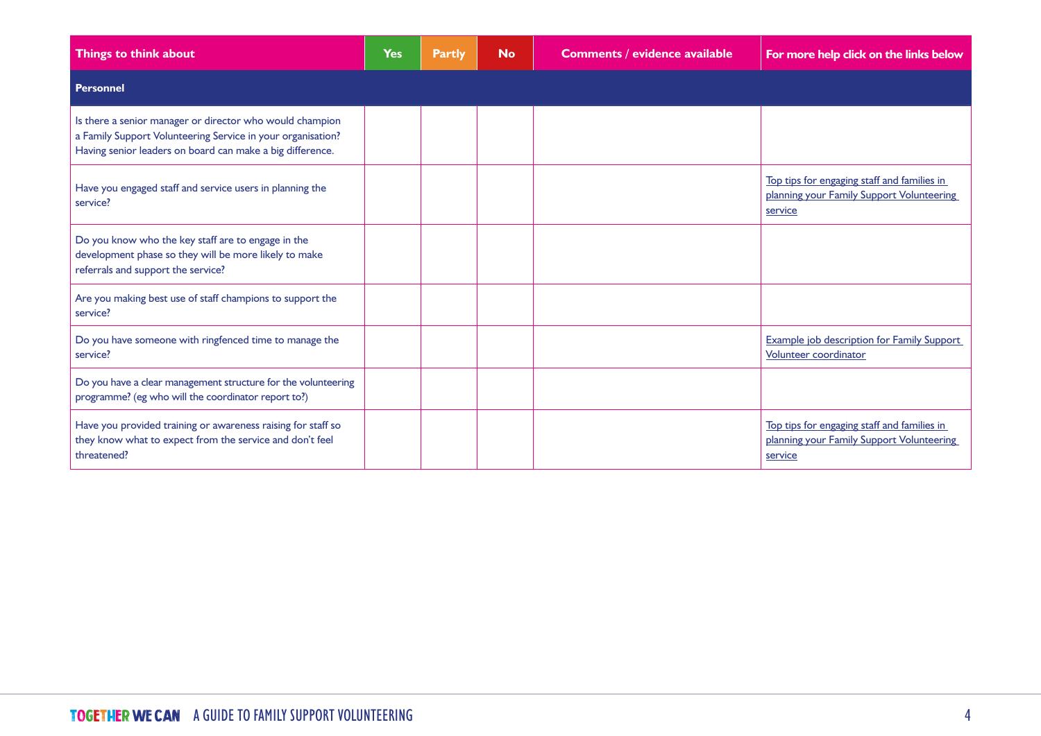| Things to think about | Yes | Partly | No | Comments / evidence available | For more help click on the links below |
|---|---|---|---|---|---|
| **Personnel** | | | | | |
| Is there a senior manager or director who would champion a Family Support Volunteering Service in your organisation? Having senior leaders on board can make a big difference. | | | | | |
| Have you engaged staff and service users in planning the service? | | | | | Top tips for engaging staff and families in planning your Family Support Volunteering service |
| Do you know who the key staff are to engage in the development phase so they will be more likely to make referrals and support the service? | | | | | |
| Are you making best use of staff champions to support the service? | | | | | |
| Do you have someone with ringfenced time to manage the service? | | | | | Example job description for Family Support Volunteer coordinator |
| Do you have a clear management structure for the volunteering programme? (eg who will the coordinator report to?) | | | | | |
| Have you provided training or awareness raising for staff so they know what to expect from the service and don't feel threatened? | | | | | Top tips for engaging staff and families in planning your Family Support Volunteering service |